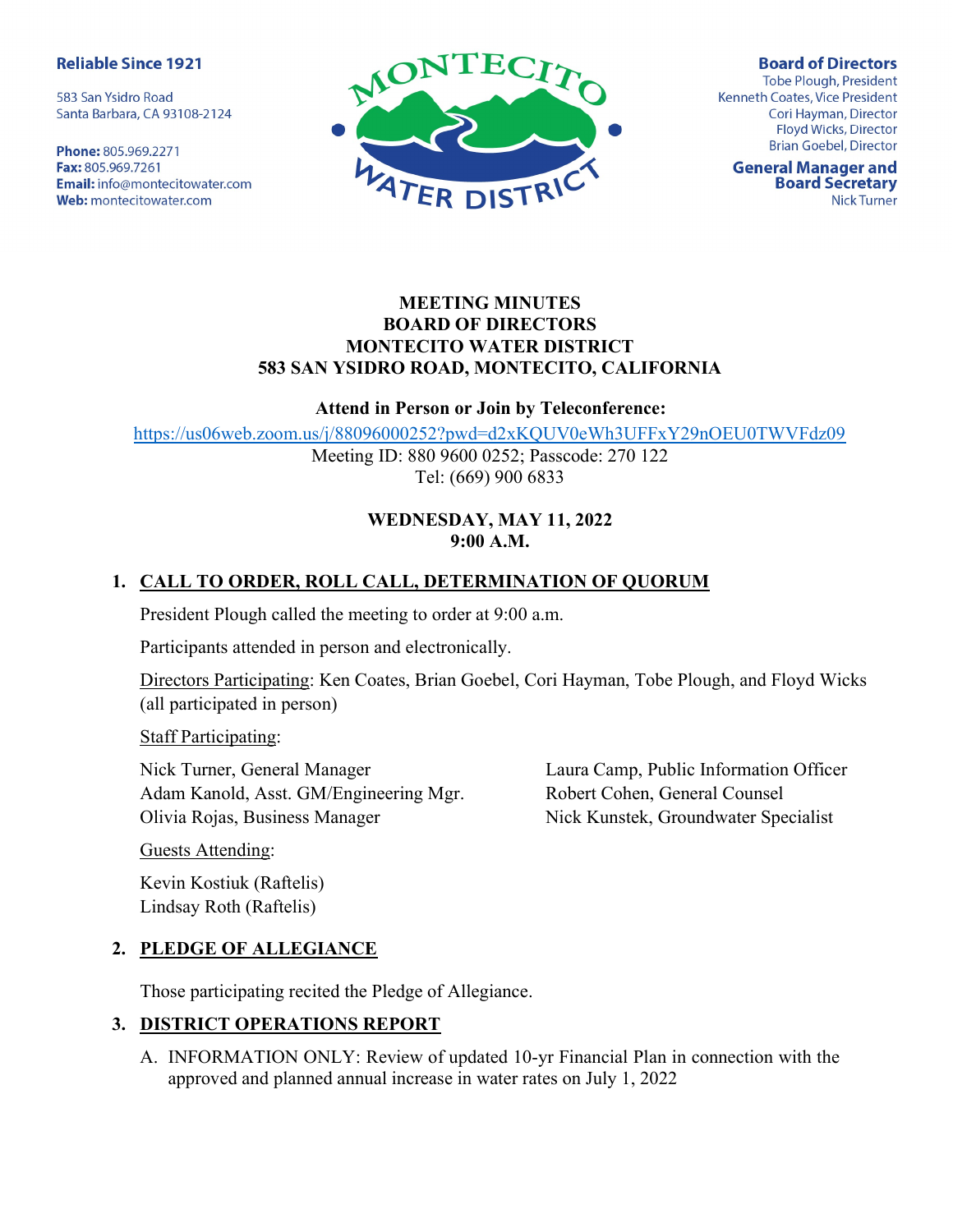**Reliable Since 1921**

583 San Ysidro Road
Santa Barbara, CA 93108-2124

**Phone:** 805.969.2271
**Fax:** 805.969.7261
**Email:** info@montecitowater.com
**Web:** montecitowater.com

MONTECITO WATER DISTRICT

**Board of Directors**
Tobe Plough, President
Kenneth Coates, Vice President
Cori Hayman, Director
Floyd Wicks, Director
Brian Goebel, Director

**General Manager and Board Secretary**
Nick Turner

**MEETING MINUTES**
**BOARD OF DIRECTORS**
**MONTECITO WATER DISTRICT**
**583 SAN YSIDRO ROAD, MONTECITO, CALIFORNIA**

**Attend in Person or Join by Teleconference:**

https://us06web.zoom.us/j/88096000252?pwd=d2xKQUV0eWh3UFFxY29nOEU0TWVFdz09
Meeting ID: 880 9600 0252; Passcode: 270 122
Tel: (669) 900 6833

**WEDNESDAY, MAY 11, 2022**
**9:00 A.M.**

## 1. CALL TO ORDER, ROLL CALL, DETERMINATION OF QUORUM

President Plough called the meeting to order at 9:00 a.m.

Participants attended in person and electronically.

Directors Participating: Ken Coates, Brian Goebel, Cori Hayman, Tobe Plough, and Floyd Wicks (all participated in person)

Staff Participating:

Nick Turner, General Manager
Adam Kanold, Asst. GM/Engineering Mgr.
Olivia Rojas, Business Manager
Laura Camp, Public Information Officer
Robert Cohen, General Counsel
Nick Kunstek, Groundwater Specialist

Guests Attending:

Kevin Kostiuk (Raftelis)
Lindsay Roth (Raftelis)

## 2. PLEDGE OF ALLEGIANCE

Those participating recited the Pledge of Allegiance.

## 3. DISTRICT OPERATIONS REPORT

A. INFORMATION ONLY: Review of updated 10-yr Financial Plan in connection with the approved and planned annual increase in water rates on July 1, 2022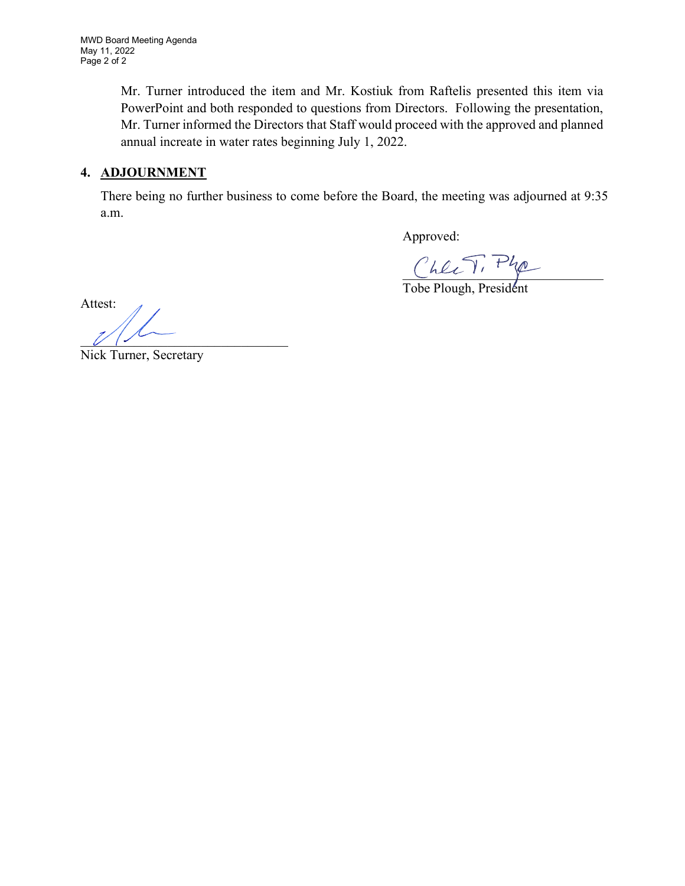Mr. Turner introduced the item and Mr. Kostiuk from Raftelis presented this item via PowerPoint and both responded to questions from Directors. Following the presentation, Mr. Turner informed the Directors that Staff would proceed with the approved and planned annual increate in water rates beginning July 1, 2022.

## 4. ADJOURNMENT

There being no further business to come before the Board, the meeting was adjourned at 9:35 a.m.

Approved:

\_\_\_\_\_\_\_\_\_\_\_\_\_\_\_\_\_\_\_\_\_\_\_\_\_\_\_\_\_\_
Tobe Plough, President

Attest:

\_\_\_\_\_\_\_\_\_\_\_\_\_\_\_\_\_\_\_\_\_\_\_\_\_\_\_\_\_\_
Nick Turner, Secretary